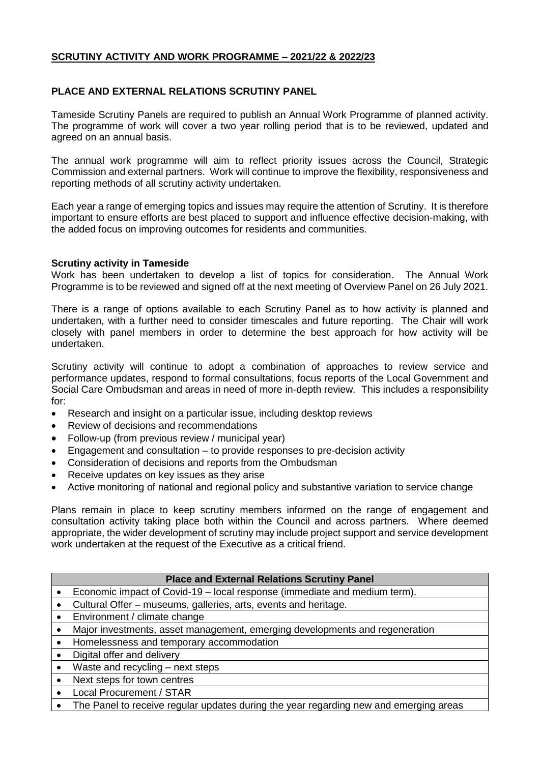# **SCRUTINY ACTIVITY AND WORK PROGRAMME – 2021/22 & 2022/23**

## **PLACE AND EXTERNAL RELATIONS SCRUTINY PANEL**

Tameside Scrutiny Panels are required to publish an Annual Work Programme of planned activity. The programme of work will cover a two year rolling period that is to be reviewed, updated and agreed on an annual basis.

The annual work programme will aim to reflect priority issues across the Council, Strategic Commission and external partners. Work will continue to improve the flexibility, responsiveness and reporting methods of all scrutiny activity undertaken.

Each year a range of emerging topics and issues may require the attention of Scrutiny. It is therefore important to ensure efforts are best placed to support and influence effective decision-making, with the added focus on improving outcomes for residents and communities.

### **Scrutiny activity in Tameside**

Work has been undertaken to develop a list of topics for consideration. The Annual Work Programme is to be reviewed and signed off at the next meeting of Overview Panel on 26 July 2021.

There is a range of options available to each Scrutiny Panel as to how activity is planned and undertaken, with a further need to consider timescales and future reporting. The Chair will work closely with panel members in order to determine the best approach for how activity will be undertaken.

Scrutiny activity will continue to adopt a combination of approaches to review service and performance updates, respond to formal consultations, focus reports of the Local Government and Social Care Ombudsman and areas in need of more in-depth review. This includes a responsibility for:

- Research and insight on a particular issue, including desktop reviews
- Review of decisions and recommendations
- Follow-up (from previous review / municipal year)
- Engagement and consultation – to provide responses to pre-decision activity
- Consideration of decisions and reports from the Ombudsman
- Receive updates on key issues as they arise
- Active monitoring of national and regional policy and substantive variation to service change

Plans remain in place to keep scrutiny members informed on the range of engagement and consultation activity taking place both within the Council and across partners. Where deemed appropriate, the wider development of scrutiny may include project support and service development work undertaken at the request of the Executive as a critical friend.

| **Place and External Relations Scrutiny Panel** |
| --- |
| • Economic impact of Covid-19 – local response (immediate and medium term). |
| • Cultural Offer – museums, galleries, arts, events and heritage. |
| • Environment / climate change |
| • Major investments, asset management, emerging developments and regeneration |
| • Homelessness and temporary accommodation |
| • Digital offer and delivery |
| • Waste and recycling – next steps |
| • Next steps for town centres |
| • Local Procurement / STAR |
| • The Panel to receive regular updates during the year regarding new and emerging areas |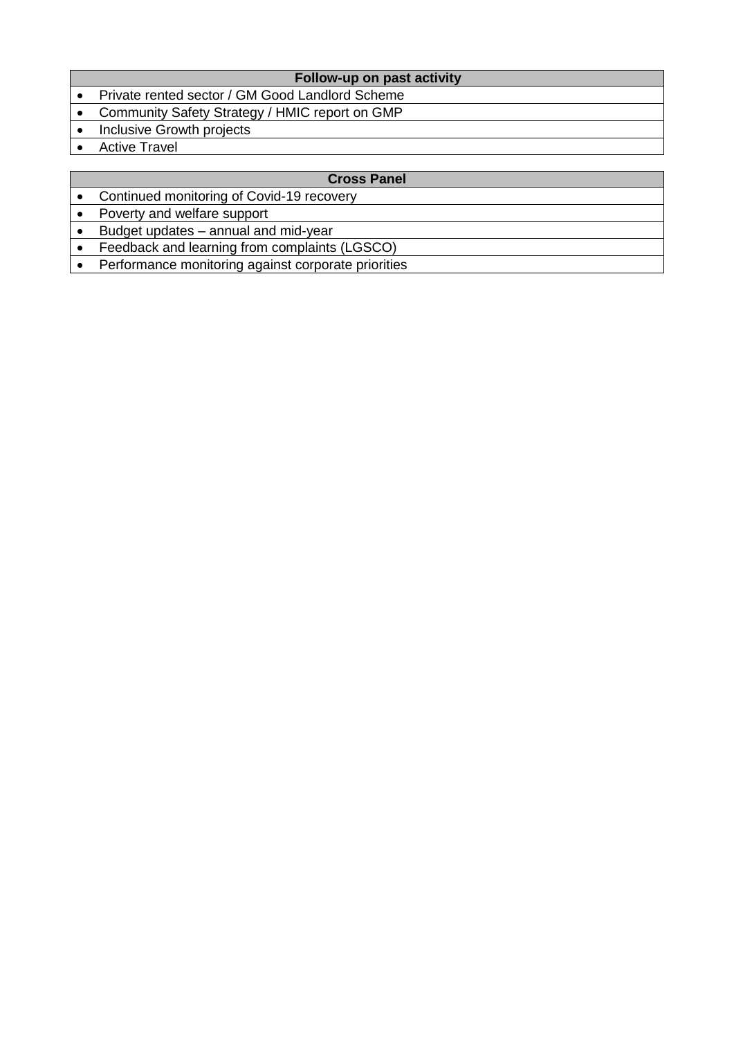| Follow-up on past activity |
|---|
| • Private rented sector / GM Good Landlord Scheme |
| • Community Safety Strategy / HMIC report on GMP |
| • Inclusive Growth projects |
| • Active Travel |

| Cross Panel |
|---|
| • Continued monitoring of Covid-19 recovery |
| • Poverty and welfare support |
| • Budget updates – annual and mid-year |
| • Feedback and learning from complaints (LGSCO) |
| • Performance monitoring against corporate priorities |